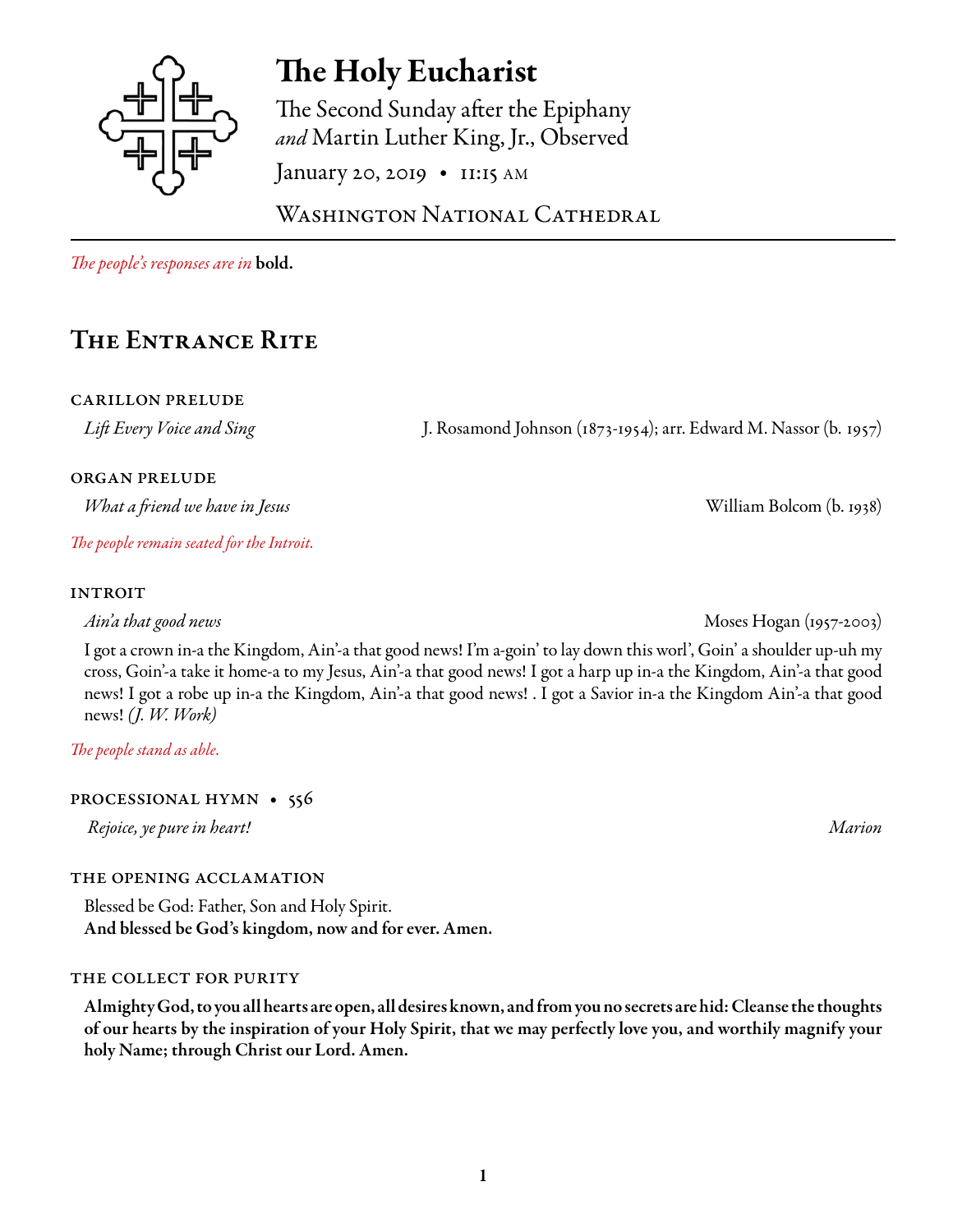# The Holy Eucharist

The Second Sunday after the Epiphany *and* Martin Luther King, Jr., Observed

January 20, 2019 • 11:15 AM

Washington National Cathedral

*The people's responses are in* **bold.**

## The Entrance Rite

### CARILLON PRELUDE

*Lift Every Voice and Sing* — J. Rosamond Johnson (1873-1954); arr. Edward M. Nassor (b. 1957)

### ORGAN PRELUDE

*What a friend we have in Jesus* — William Bolcom (b. 1938)

*The people remain seated for the Introit.*

### INTROIT

*Ain'a that good news* — Moses Hogan (1957-2003)

I got a crown in-a the Kingdom, Ain'-a that good news! I'm a-goin' to lay down this worl', Goin' a shoulder up-uh my cross, Goin'-a take it home-a to my Jesus, Ain'-a that good news! I got a harp up in-a the Kingdom, Ain'-a that good news! I got a robe up in-a the Kingdom, Ain'-a that good news! . I got a Savior in-a the Kingdom Ain'-a that good news! *(J. W. Work)*

*The people stand as able.*

### PROCESSIONAL HYMN • 556

*Rejoice, ye pure in heart!* — *Marion*

### THE OPENING ACCLAMATION

Blessed be God: Father, Son and Holy Spirit.
**And blessed be God's kingdom, now and for ever. Amen.**

### THE COLLECT FOR PURITY

**Almighty God, to you all hearts are open, all desires known, and from you no secrets are hid: Cleanse the thoughts of our hearts by the inspiration of your Holy Spirit, that we may perfectly love you, and worthily magnify your holy Name; through Christ our Lord. Amen.**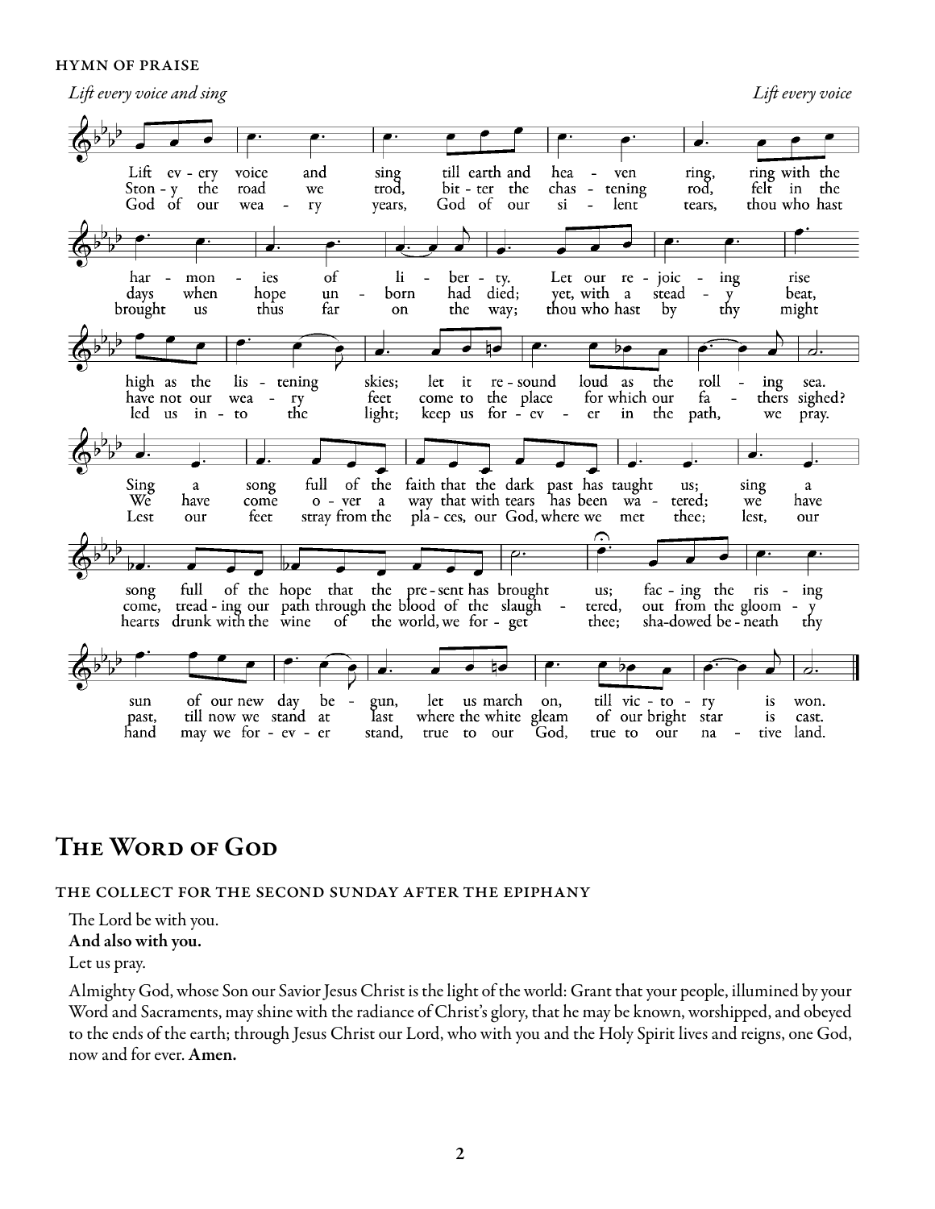#### HYMN OF PRAISE

*Lift every voice and sing* *Lift every voice*

Lift every voice and sing till earth and heaven ring, ring with the harmonies of liberty. Let our rejoicing rise high as the listening skies; let it resound loud as the rolling sea. Sing a song full of the faith that the dark past has taught us; sing a song full of the hope that the present has brought us; facing the rising sun of our new day begun, let us march on, till victory is won.

Stony the road we trod, bitter the chastening rod, felt in the days when hope unborn had died; yet, with a steady beat, have not our weary feet come to the place for which our fathers sighed? We have come over a way that with tears has been watered; we have come, treading our path through the blood of the slaughtered, out from the gloomy past, till now we stand at last where the white gleam of our bright star is cast.

God of our weary years, God of our silent tears, thou who hast brought us thus far on the way; thou who hast by thy might led us into the light; keep us for ever in the path, we pray. Lest our feet stray from the places, our God, where we met thee; lest, our hearts drunk with the wine of the world, we forget thee; shadowed beneath thy hand may we for ever stand, true to our God, true to our native land.

# The Word of God

#### THE COLLECT FOR THE SECOND SUNDAY AFTER THE EPIPHANY

The Lord be with you.
**And also with you.**
Let us pray.

Almighty God, whose Son our Savior Jesus Christ is the light of the world: Grant that your people, illumined by your Word and Sacraments, may shine with the radiance of Christ's glory, that he may be known, worshipped, and obeyed to the ends of the earth; through Jesus Christ our Lord, who with you and the Holy Spirit lives and reigns, one God, now and for ever. **Amen.**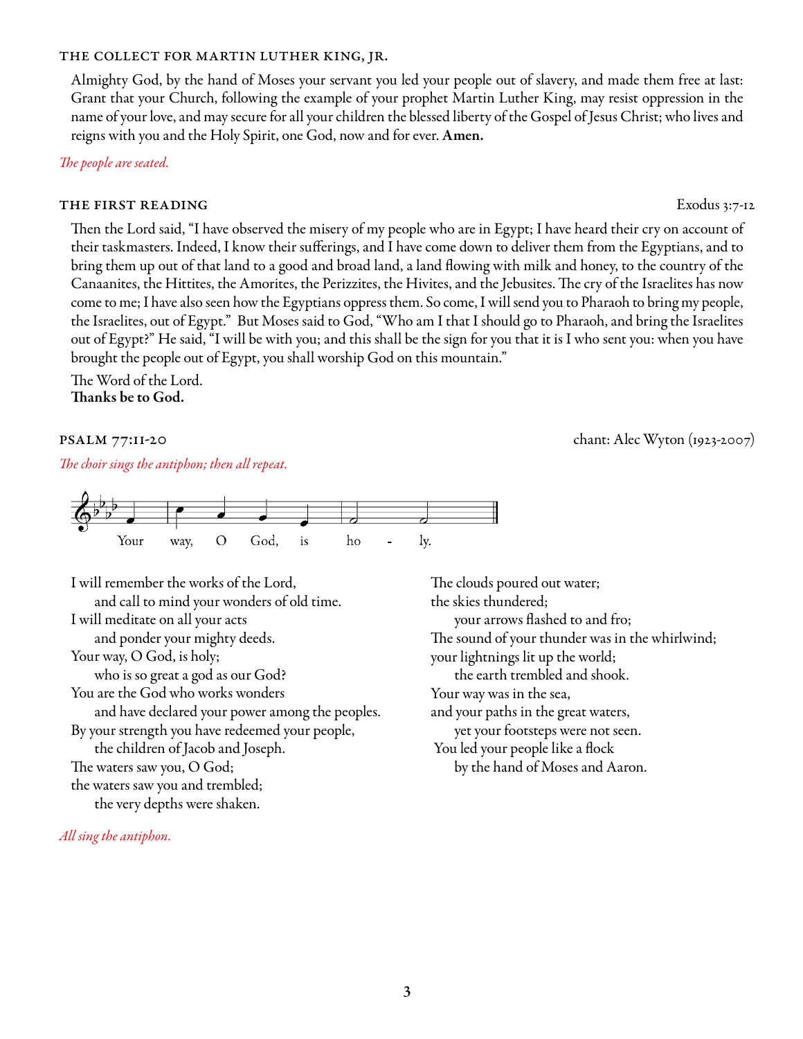### THE COLLECT FOR MARTIN LUTHER KING, JR.

Almighty God, by the hand of Moses your servant you led your people out of slavery, and made them free at last: Grant that your Church, following the example of your prophet Martin Luther King, may resist oppression in the name of your love, and may secure for all your children the blessed liberty of the Gospel of Jesus Christ; who lives and reigns with you and the Holy Spirit, one God, now and for ever. **Amen.**

*The people are seated.*

### THE FIRST READING — Exodus 3:7-12

Then the Lord said, "I have observed the misery of my people who are in Egypt; I have heard their cry on account of their taskmasters. Indeed, I know their sufferings, and I have come down to deliver them from the Egyptians, and to bring them up out of that land to a good and broad land, a land flowing with milk and honey, to the country of the Canaanites, the Hittites, the Amorites, the Perizzites, the Hivites, and the Jebusites. The cry of the Israelites has now come to me; I have also seen how the Egyptians oppress them. So come, I will send you to Pharaoh to bring my people, the Israelites, out of Egypt." But Moses said to God, "Who am I that I should go to Pharaoh, and bring the Israelites out of Egypt?" He said, "I will be with you; and this shall be the sign for you that it is I who sent you: when you have brought the people out of Egypt, you shall worship God on this mountain."

The Word of the Lord.
**Thanks be to God.**

### PSALM 77:11-20 — chant: Alec Wyton (1923-2007)

*The choir sings the antiphon; then all repeat.*

Your way, O God, is ho - ly.

I will remember the works of the Lord,
 and call to mind your wonders of old time.
I will meditate on all your acts
 and ponder your mighty deeds.
Your way, O God, is holy;
 who is so great a god as our God?
You are the God who works wonders
 and have declared your power among the peoples.
By your strength you have redeemed your people,
 the children of Jacob and Joseph.
The waters saw you, O God;
the waters saw you and trembled;
 the very depths were shaken.
The clouds poured out water;
the skies thundered;
 your arrows flashed to and fro;
The sound of your thunder was in the whirlwind;
your lightnings lit up the world;
 the earth trembled and shook.
Your way was in the sea,
and your paths in the great waters,
 yet your footsteps were not seen.
You led your people like a flock
 by the hand of Moses and Aaron.

*All sing the antiphon.*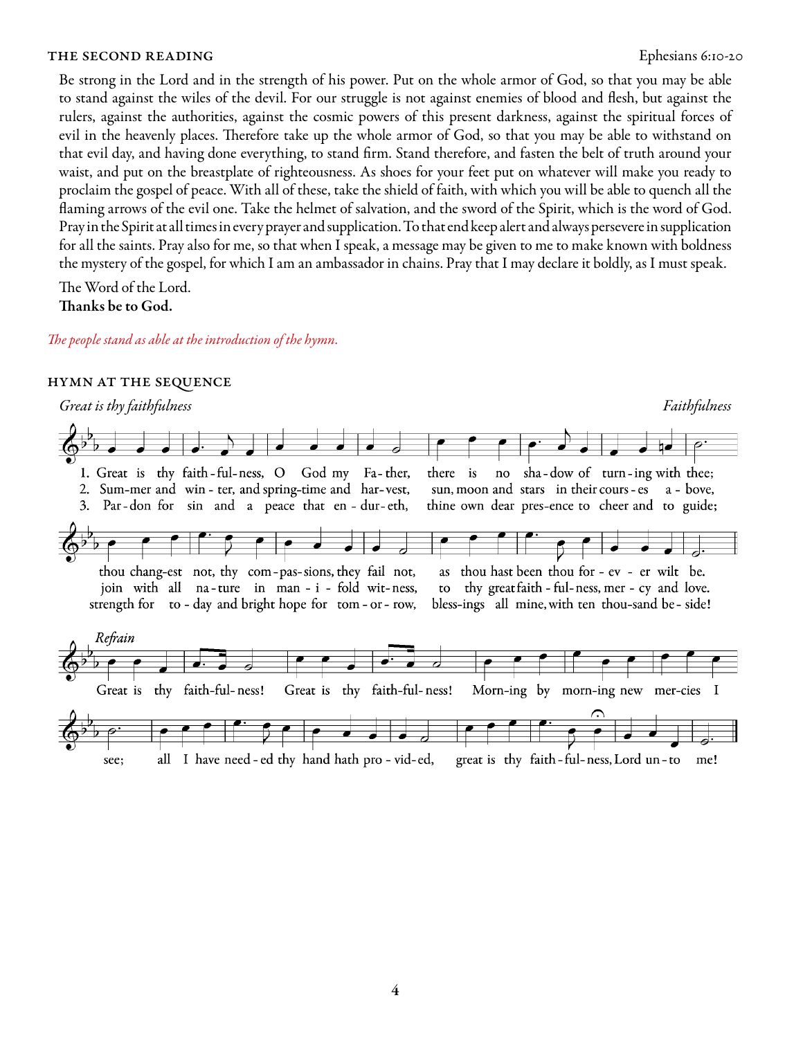## THE SECOND READING

Ephesians 6:10-20

Be strong in the Lord and in the strength of his power. Put on the whole armor of God, so that you may be able to stand against the wiles of the devil. For our struggle is not against enemies of blood and flesh, but against the rulers, against the authorities, against the cosmic powers of this present darkness, against the spiritual forces of evil in the heavenly places. Therefore take up the whole armor of God, so that you may be able to withstand on that evil day, and having done everything, to stand firm. Stand therefore, and fasten the belt of truth around your waist, and put on the breastplate of righteousness. As shoes for your feet put on whatever will make you ready to proclaim the gospel of peace. With all of these, take the shield of faith, with which you will be able to quench all the flaming arrows of the evil one. Take the helmet of salvation, and the sword of the Spirit, which is the word of God. Pray in the Spirit at all times in every prayer and supplication. To that end keep alert and always persevere in supplication for all the saints. Pray also for me, so that when I speak, a message may be given to me to make known with boldness the mystery of the gospel, for which I am an ambassador in chains. Pray that I may declare it boldly, as I must speak.

The Word of the Lord.
**Thanks be to God.**

*The people stand as able at the introduction of the hymn.*

## HYMN AT THE SEQUENCE

*Great is thy faithfulness* — *Faithfulness*

1. Great is thy faithfulness, O God my Father, there is no shadow of turning with thee; thou changest not, thy compassions, they fail not, as thou hast been thou forever wilt be.
2. Summer and winter, and springtime and harvest, sun, moon and stars in their courses above, join with all nature in manifold witness, to thy great faithfulness, mercy and love.
3. Pardon for sin and a peace that endureth, thine own dear presence to cheer and to guide; strength for today and bright hope for tomorrow, blessings all mine, with ten thousand beside!

*Refrain*
Great is thy faithfulness! Great is thy faithfulness! Morning by morning new mercies I see; all I have needed thy hand hath provided, great is thy faithfulness, Lord unto me!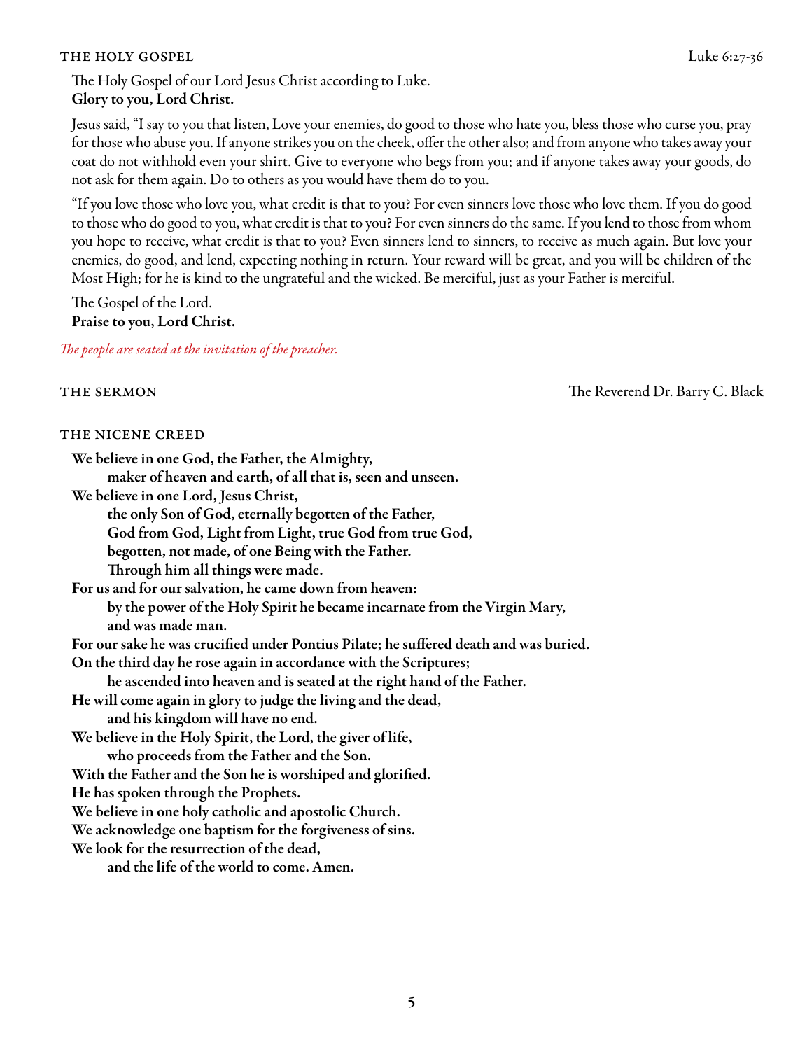## THE HOLY GOSPEL

Luke 6:27-36

The Holy Gospel of our Lord Jesus Christ according to Luke.
**Glory to you, Lord Christ.**

Jesus said, "I say to you that listen, Love your enemies, do good to those who hate you, bless those who curse you, pray for those who abuse you. If anyone strikes you on the cheek, offer the other also; and from anyone who takes away your coat do not withhold even your shirt. Give to everyone who begs from you; and if anyone takes away your goods, do not ask for them again. Do to others as you would have them do to you.

"If you love those who love you, what credit is that to you? For even sinners love those who love them. If you do good to those who do good to you, what credit is that to you? For even sinners do the same. If you lend to those from whom you hope to receive, what credit is that to you? Even sinners lend to sinners, to receive as much again. But love your enemies, do good, and lend, expecting nothing in return. Your reward will be great, and you will be children of the Most High; for he is kind to the ungrateful and the wicked. Be merciful, just as your Father is merciful.

The Gospel of the Lord.
**Praise to you, Lord Christ.**

*The people are seated at the invitation of the preacher.*

## THE SERMON

The Reverend Dr. Barry C. Black

## THE NICENE CREED

**We believe in one God, the Father, the Almighty,**
**maker of heaven and earth, of all that is, seen and unseen.**
**We believe in one Lord, Jesus Christ,**
**the only Son of God, eternally begotten of the Father,**
**God from God, Light from Light, true God from true God,**
**begotten, not made, of one Being with the Father.**
**Through him all things were made.**
**For us and for our salvation, he came down from heaven:**
**by the power of the Holy Spirit he became incarnate from the Virgin Mary,**
**and was made man.**
**For our sake he was crucified under Pontius Pilate; he suffered death and was buried.**
**On the third day he rose again in accordance with the Scriptures;**
**he ascended into heaven and is seated at the right hand of the Father.**
**He will come again in glory to judge the living and the dead,**
**and his kingdom will have no end.**
**We believe in the Holy Spirit, the Lord, the giver of life,**
**who proceeds from the Father and the Son.**
**With the Father and the Son he is worshiped and glorified.**
**He has spoken through the Prophets.**
**We believe in one holy catholic and apostolic Church.**
**We acknowledge one baptism for the forgiveness of sins.**
**We look for the resurrection of the dead,**
**and the life of the world to come. Amen.**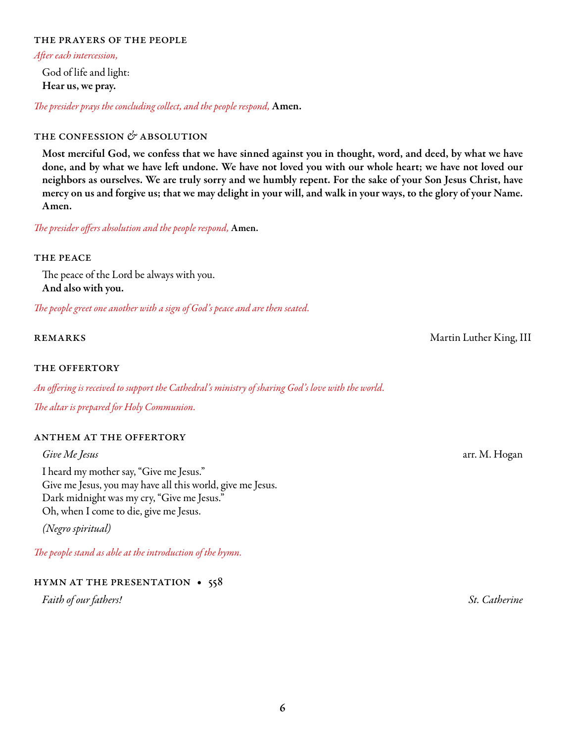## THE PRAYERS OF THE PEOPLE

*After each intercession,*

God of life and light:
**Hear us, we pray.**

*The presider prays the concluding collect, and the people respond,* **Amen.**

## THE CONFESSION & ABSOLUTION

**Most merciful God, we confess that we have sinned against you in thought, word, and deed, by what we have done, and by what we have left undone. We have not loved you with our whole heart; we have not loved our neighbors as ourselves. We are truly sorry and we humbly repent. For the sake of your Son Jesus Christ, have mercy on us and forgive us; that we may delight in your will, and walk in your ways, to the glory of your Name. Amen.**

*The presider offers absolution and the people respond,* **Amen.**

## THE PEACE

The peace of the Lord be always with you.
**And also with you.**

*The people greet one another with a sign of God's peace and are then seated.*

## REMARKS

Martin Luther King, III

## THE OFFERTORY

*An offering is received to support the Cathedral's ministry of sharing God's love with the world.*

*The altar is prepared for Holy Communion.*

## ANTHEM AT THE OFFERTORY

*Give Me Jesus* — arr. M. Hogan

I heard my mother say, "Give me Jesus."
Give me Jesus, you may have all this world, give me Jesus.
Dark midnight was my cry, "Give me Jesus."
Oh, when I come to die, give me Jesus.

*(Negro spiritual)*

*The people stand as able at the introduction of the hymn.*

## HYMN AT THE PRESENTATION • 558

*Faith of our fathers!* — *St. Catherine*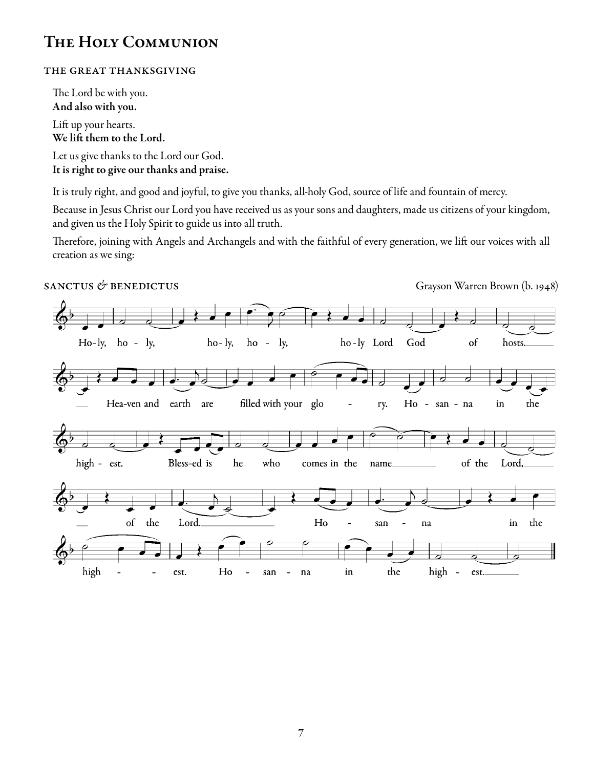# The Holy Communion

### THE GREAT THANKSGIVING

The Lord be with you.
**And also with you.**

Lift up your hearts.
**We lift them to the Lord.**

Let us give thanks to the Lord our God.
**It is right to give our thanks and praise.**

It is truly right, and good and joyful, to give you thanks, all-holy God, source of life and fountain of mercy.

Because in Jesus Christ our Lord you have received us as your sons and daughters, made us citizens of your kingdom, and given us the Holy Spirit to guide us into all truth.

Therefore, joining with Angels and Archangels and with the faithful of every generation, we lift our voices with all creation as we sing:

SANCTUS *&* BENEDICTUS — Grayson Warren Brown (b. 1948)

Holy, holy, holy, holy, holy Lord God of hosts. Heaven and earth are filled with your glory. Hosanna in the highest. Blessed is he who comes in the name of the Lord, of the Lord. Hosanna in the highest. Hosanna in the highest.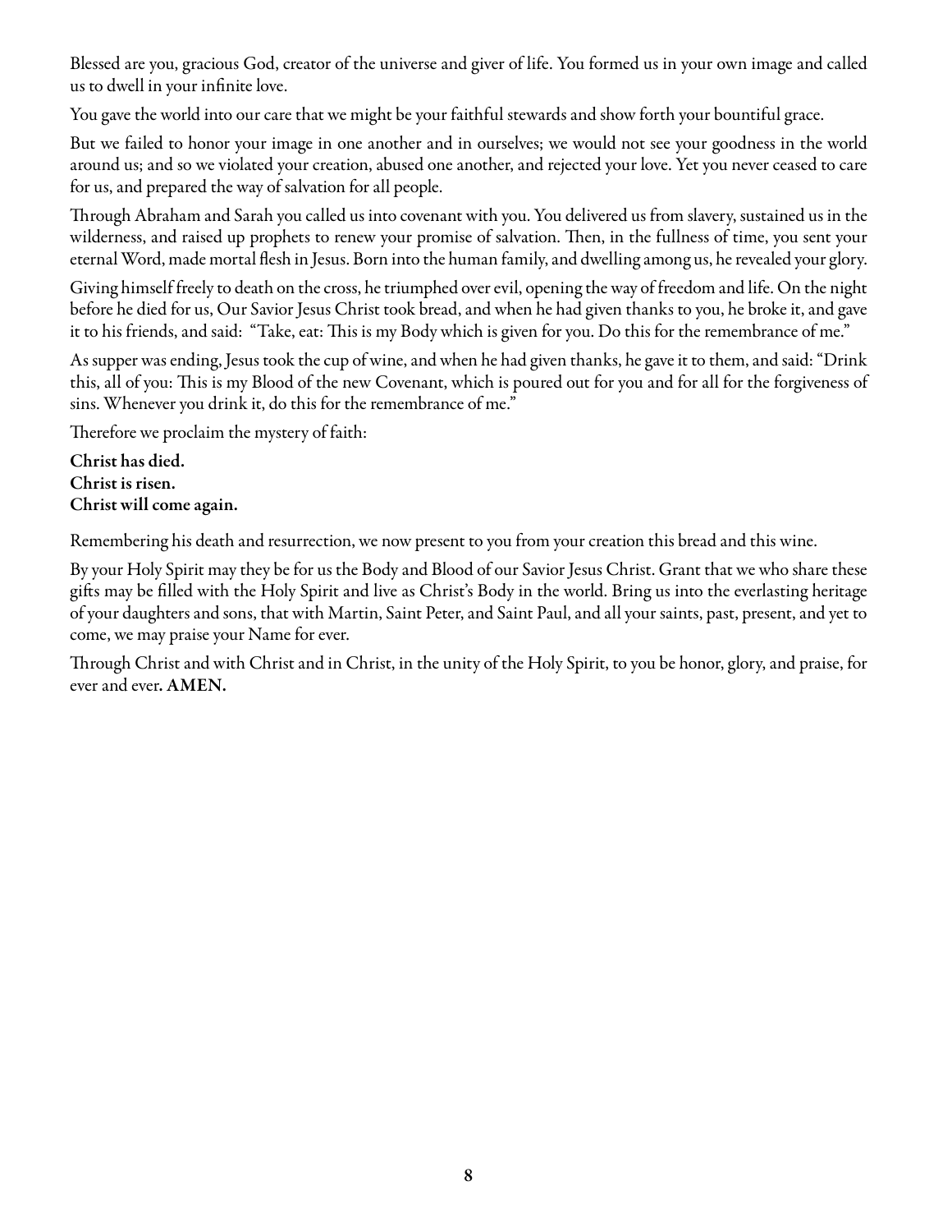Blessed are you, gracious God, creator of the universe and giver of life. You formed us in your own image and called us to dwell in your infinite love.

You gave the world into our care that we might be your faithful stewards and show forth your bountiful grace.

But we failed to honor your image in one another and in ourselves; we would not see your goodness in the world around us; and so we violated your creation, abused one another, and rejected your love. Yet you never ceased to care for us, and prepared the way of salvation for all people.

Through Abraham and Sarah you called us into covenant with you. You delivered us from slavery, sustained us in the wilderness, and raised up prophets to renew your promise of salvation. Then, in the fullness of time, you sent your eternal Word, made mortal flesh in Jesus. Born into the human family, and dwelling among us, he revealed your glory.

Giving himself freely to death on the cross, he triumphed over evil, opening the way of freedom and life. On the night before he died for us, Our Savior Jesus Christ took bread, and when he had given thanks to you, he broke it, and gave it to his friends, and said: "Take, eat: This is my Body which is given for you. Do this for the remembrance of me."

As supper was ending, Jesus took the cup of wine, and when he had given thanks, he gave it to them, and said: "Drink this, all of you: This is my Blood of the new Covenant, which is poured out for you and for all for the forgiveness of sins. Whenever you drink it, do this for the remembrance of me."

Therefore we proclaim the mystery of faith:

**Christ has died.**
**Christ is risen.**
**Christ will come again.**

Remembering his death and resurrection, we now present to you from your creation this bread and this wine.

By your Holy Spirit may they be for us the Body and Blood of our Savior Jesus Christ. Grant that we who share these gifts may be filled with the Holy Spirit and live as Christ's Body in the world. Bring us into the everlasting heritage of your daughters and sons, that with Martin, Saint Peter, and Saint Paul, and all your saints, past, present, and yet to come, we may praise your Name for ever.

Through Christ and with Christ and in Christ, in the unity of the Holy Spirit, to you be honor, glory, and praise, for ever and ever**. AMEN.**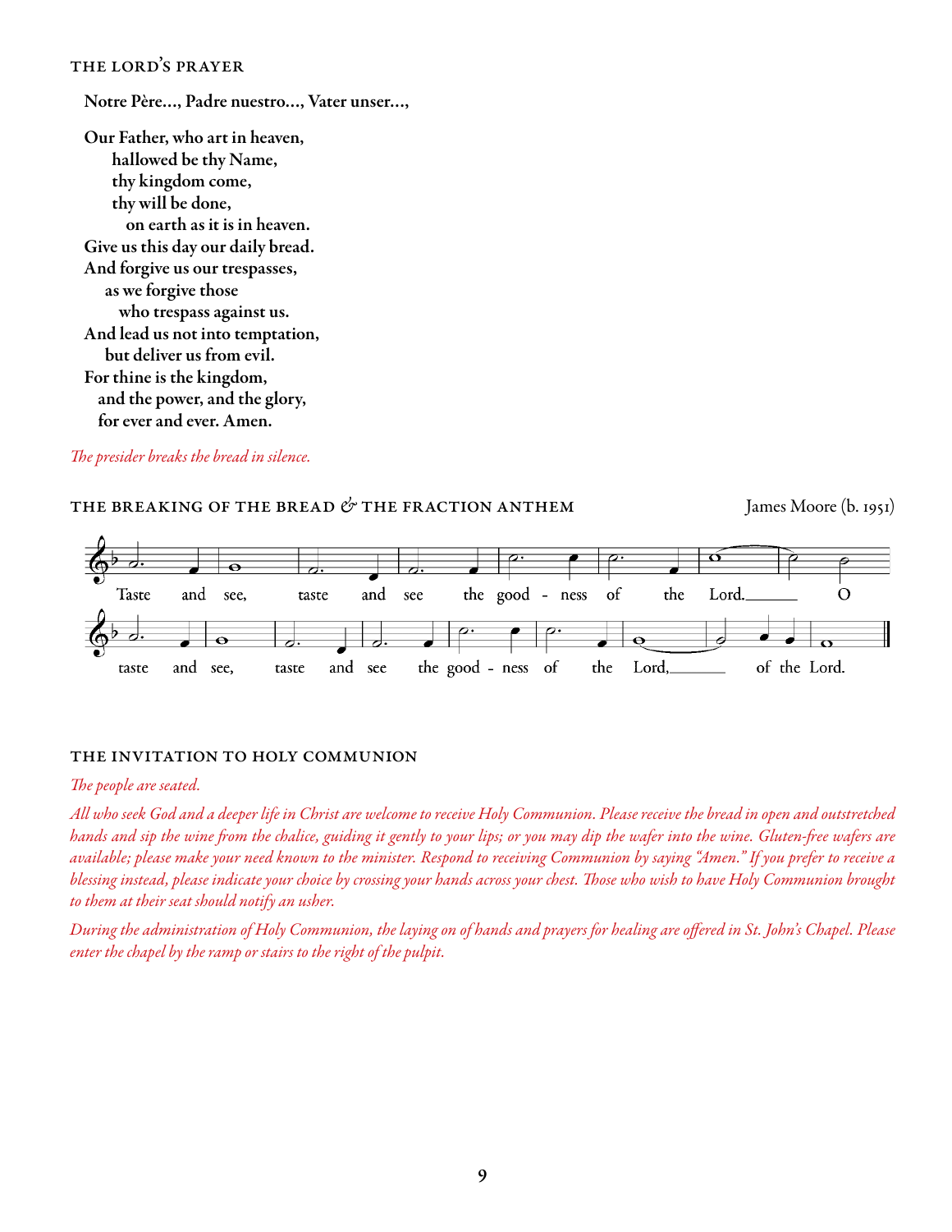### THE LORD'S PRAYER

**Notre Père..., Padre nuestro..., Vater unser...,**

**Our Father, who art in heaven,**
**hallowed be thy Name,**
**thy kingdom come,**
**thy will be done,**
**on earth as it is in heaven.**
**Give us this day our daily bread.**
**And forgive us our trespasses,**
**as we forgive those**
**who trespass against us.**
**And lead us not into temptation,**
**but deliver us from evil.**
**For thine is the kingdom,**
**and the power, and the glory,**
**for ever and ever. Amen.**

*The presider breaks the bread in silence.*

### THE BREAKING OF THE BREAD & THE FRACTION ANTHEM

James Moore (b. 1951)

Taste and see, taste and see the good - ness of the Lord.___ O

taste and see, taste and see the good - ness of the Lord,___ of the Lord.

### THE INVITATION TO HOLY COMMUNION

*The people are seated.*

*All who seek God and a deeper life in Christ are welcome to receive Holy Communion. Please receive the bread in open and outstretched hands and sip the wine from the chalice, guiding it gently to your lips; or you may dip the wafer into the wine. Gluten-free wafers are available; please make your need known to the minister. Respond to receiving Communion by saying "Amen." If you prefer to receive a blessing instead, please indicate your choice by crossing your hands across your chest. Those who wish to have Holy Communion brought to them at their seat should notify an usher.*

*During the administration of Holy Communion, the laying on of hands and prayers for healing are offered in St. John's Chapel. Please enter the chapel by the ramp or stairs to the right of the pulpit.*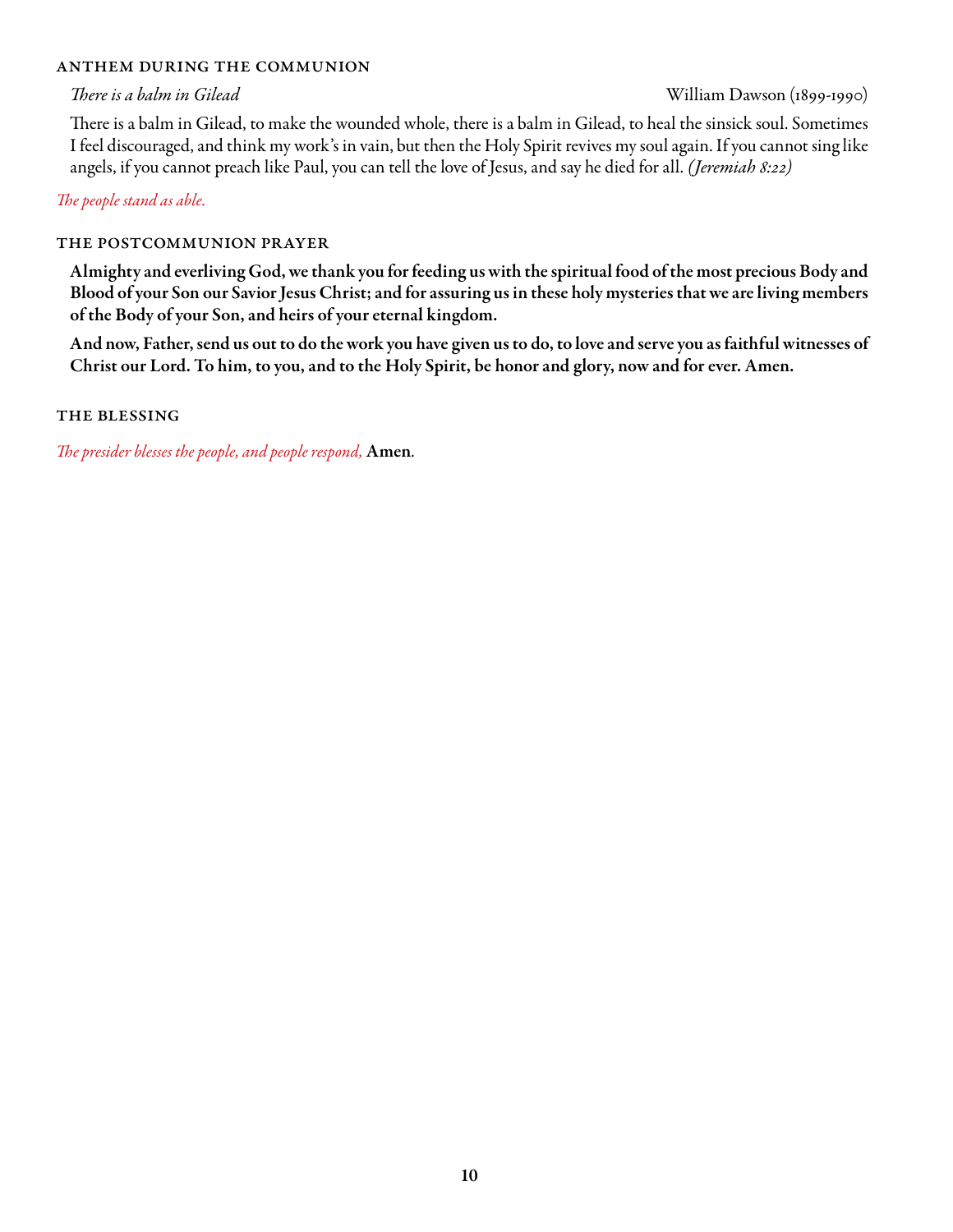## Anthem During the Communion

*There is a balm in Gilead* William Dawson (1899-1990)

There is a balm in Gilead, to make the wounded whole, there is a balm in Gilead, to heal the sinsick soul. Sometimes I feel discouraged, and think my work's in vain, but then the Holy Spirit revives my soul again. If you cannot sing like angels, if you cannot preach like Paul, you can tell the love of Jesus, and say he died for all. *(Jeremiah 8:22)*

*The people stand as able.*

## The Postcommunion Prayer

**Almighty and everliving God, we thank you for feeding us with the spiritual food of the most precious Body and Blood of your Son our Savior Jesus Christ; and for assuring us in these holy mysteries that we are living members of the Body of your Son, and heirs of your eternal kingdom.**

**And now, Father, send us out to do the work you have given us to do, to love and serve you as faithful witnesses of Christ our Lord. To him, to you, and to the Holy Spirit, be honor and glory, now and for ever. Amen.**

## The Blessing

*The presider blesses the people, and people respond,* **Amen**.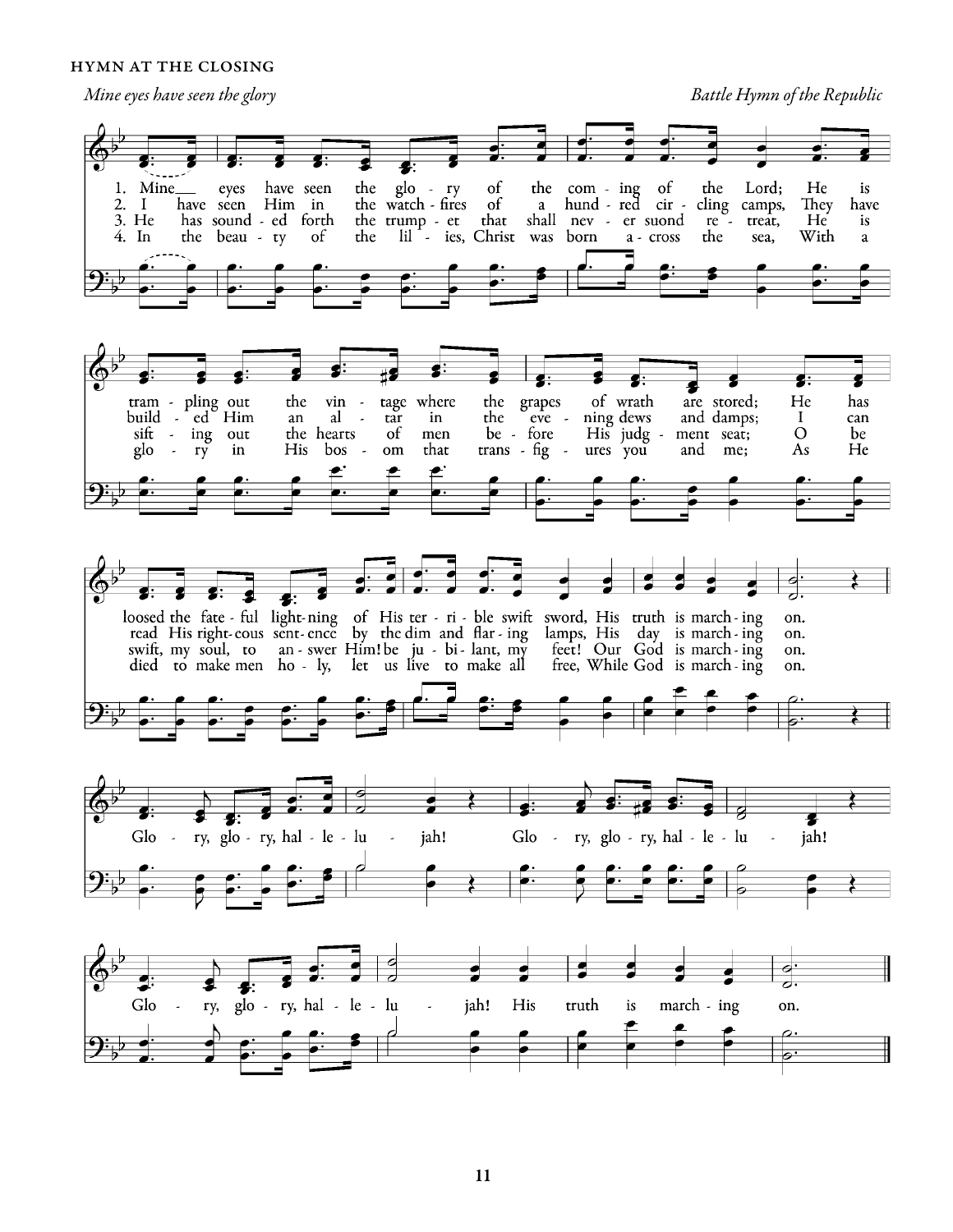HYMN AT THE CLOSING

*Mine eyes have seen the glory* — *Battle Hymn of the Republic*

1. Mine eyes have seen the glory of the coming of the Lord; He is trampling out the vintage where the grapes of wrath are stored; He has loosed the fateful lightning of His terrible swift sword, His truth is marching on.

2. I have seen Him in the watch-fires of a hundred circling camps, They have builded Him an altar in the evening dews and damps; I can read His righteous sentence by the dim and flaring lamps, His day is marching on.

3. He has sounded forth the trumpet that shall never suond retreat, He is sifting out the hearts of men before His judgment seat; O be swift, my soul, to answer Him! be jubilant, my feet! Our God is marching on.

4. In the beauty of the lilies, Christ was born across the sea, With a glory in His bosom that transfigures you and me; As He died to make men holy, let us live to make all free, While God is marching on.

Glory, glory, hallelujah! Glory, glory, hallelujah! Glory, glory, hallelujah! His truth is marching on.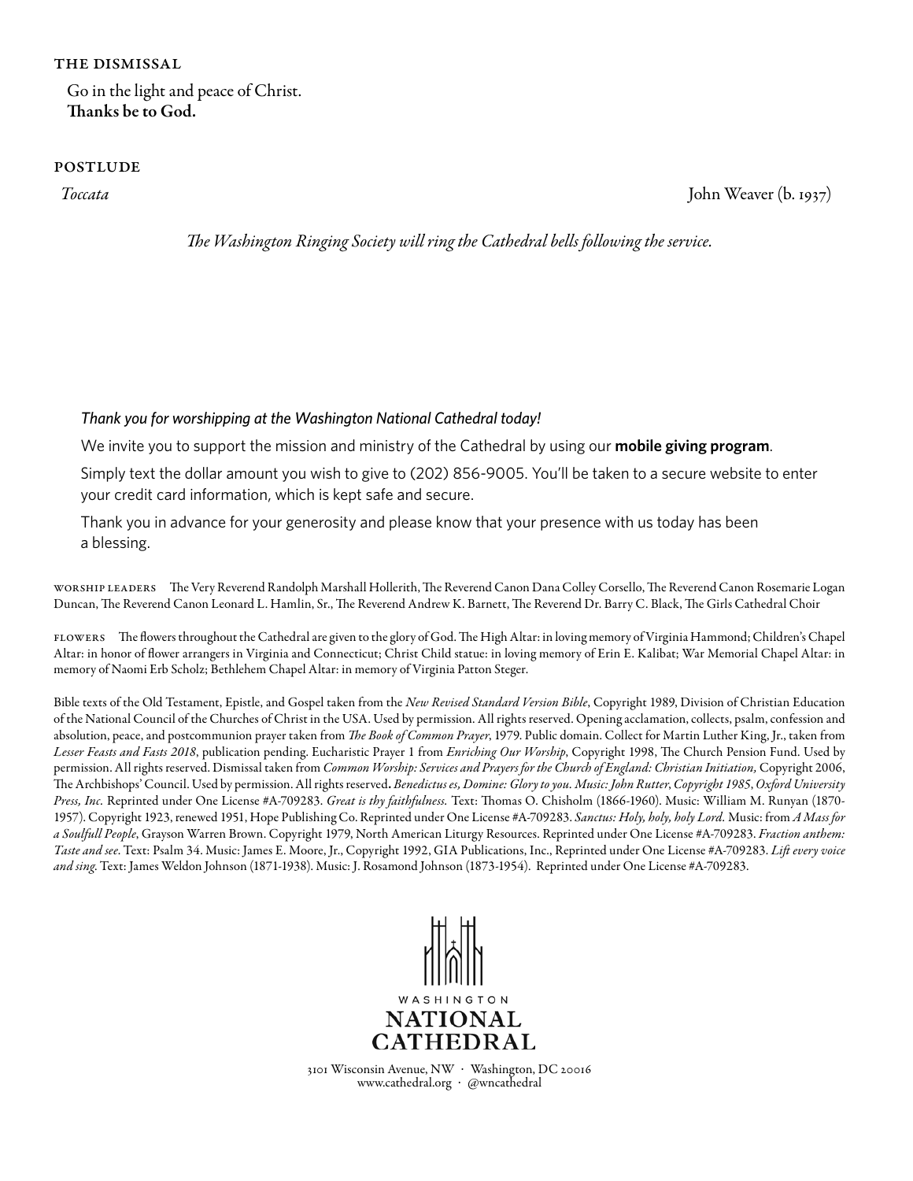## THE DISMISSAL

Go in the light and peace of Christ.
**Thanks be to God.**

## POSTLUDE

*Toccata* John Weaver (b. 1937)

*The Washington Ringing Society will ring the Cathedral bells following the service.*

*Thank you for worshipping at the Washington National Cathedral today!*

We invite you to support the mission and ministry of the Cathedral by using our **mobile giving program**.

Simply text the dollar amount you wish to give to (202) 856-9005. You'll be taken to a secure website to enter your credit card information, which is kept safe and secure.

Thank you in advance for your generosity and please know that your presence with us today has been a blessing.

WORSHIP LEADERS The Very Reverend Randolph Marshall Hollerith, The Reverend Canon Dana Colley Corsello, The Reverend Canon Rosemarie Logan Duncan, The Reverend Canon Leonard L. Hamlin, Sr., The Reverend Andrew K. Barnett, The Reverend Dr. Barry C. Black, The Girls Cathedral Choir

FLOWERS The flowers throughout the Cathedral are given to the glory of God. The High Altar: in loving memory of Virginia Hammond; Children's Chapel Altar: in honor of flower arrangers in Virginia and Connecticut; Christ Child statue: in loving memory of Erin E. Kalibat; War Memorial Chapel Altar: in memory of Naomi Erb Scholz; Bethlehem Chapel Altar: in memory of Virginia Patton Steger.

Bible texts of the Old Testament, Epistle, and Gospel taken from the *New Revised Standard Version Bible*, Copyright 1989, Division of Christian Education of the National Council of the Churches of Christ in the USA. Used by permission. All rights reserved. Opening acclamation, collects, psalm, confession and absolution, peace, and postcommunion prayer taken from *The Book of Common Prayer*, 1979. Public domain. Collect for Martin Luther King, Jr., taken from *Lesser Feasts and Fasts 2018*, publication pending. Eucharistic Prayer 1 from *Enriching Our Worship*, Copyright 1998, The Church Pension Fund. Used by permission. All rights reserved. Dismissal taken from *Common Worship: Services and Prayers for the Church of England: Christian Initiation,* Copyright 2006, The Archbishops' Council. Used by permission. All rights reserved. *Benedictus es, Domine: Glory to you. Music: John Rutter, Copyright 1985, Oxford University Press, Inc.* Reprinted under One License #A-709283. *Great is thy faithfulness.* Text: Thomas O. Chisholm (1866-1960). Music: William M. Runyan (1870-1957). Copyright 1923, renewed 1951, Hope Publishing Co. Reprinted under One License #A-709283. *Sanctus: Holy, holy, holy Lord.* Music: from *A Mass for a Soulfull People*, Grayson Warren Brown. Copyright 1979, North American Liturgy Resources. Reprinted under One License #A-709283. *Fraction anthem: Taste and see.* Text: Psalm 34. Music: James E. Moore, Jr., Copyright 1992, GIA Publications, Inc., Reprinted under One License #A-709283. *Lift every voice and sing.* Text: James Weldon Johnson (1871-1938). Music: J. Rosamond Johnson (1873-1954). Reprinted under One License #A-709283.

WASHINGTON
NATIONAL
CATHEDRAL

3101 Wisconsin Avenue, NW · Washington, DC 20016
www.cathedral.org · @wncathedral